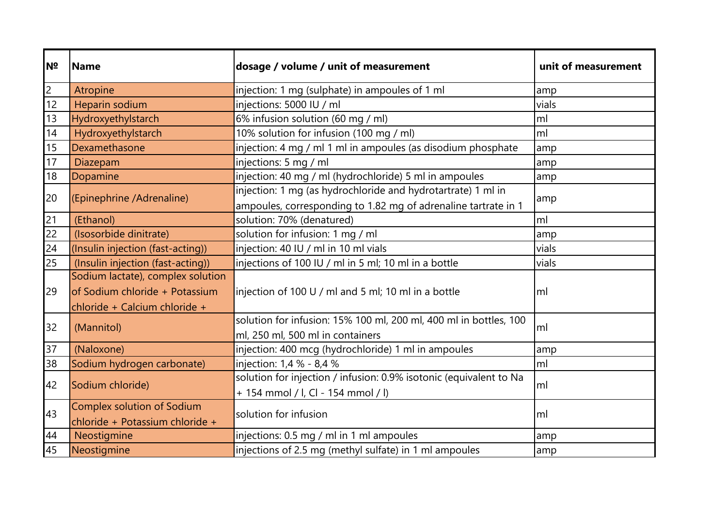| № | Name | dosage / volume / unit of measurement | unit of measurement |
|---|---|---|---|
| 2 | Atropine | injection: 1 mg (sulphate) in ampoules of 1 ml | amp |
| 12 | Heparin sodium | injections: 5000 IU / ml | vials |
| 13 | Hydroxyethylstarch | 6% infusion solution (60 mg / ml) | ml |
| 14 | Hydroxyethylstarch | 10% solution for infusion (100 mg / ml) | ml |
| 15 | Dexamethasone | injection: 4 mg / ml 1 ml in ampoules (as disodium phosphate | amp |
| 17 | Diazepam | injections: 5 mg / ml | amp |
| 18 | Dopamine | injection: 40 mg / ml (hydrochloride) 5 ml in ampoules | amp |
| 20 | (Epinephrine /Adrenaline) | injection: 1 mg (as hydrochloride and hydrotartrate) 1 ml in ampoules, corresponding to 1.82 mg of adrenaline tartrate in 1 | amp |
| 21 | (Ethanol) | solution: 70% (denatured) | ml |
| 22 | (Isosorbide dinitrate) | solution for infusion: 1 mg / ml | amp |
| 24 | (Insulin injection (fast-acting)) | injection: 40 IU / ml in 10 ml vials | vials |
| 25 | (Insulin injection (fast-acting)) | injections of 100 IU / ml in 5 ml; 10 ml in a bottle | vials |
| 29 | Sodium lactate), complex solution of Sodium chloride + Potassium chloride + Calcium chloride + | injection of 100 U / ml and 5 ml; 10 ml in a bottle | ml |
| 32 | (Mannitol) | solution for infusion: 15% 100 ml, 200 ml, 400 ml in bottles, 100 ml, 250 ml, 500 ml in containers | ml |
| 37 | (Naloxone) | injection: 400 mcg (hydrochloride) 1 ml in ampoules | amp |
| 38 | Sodium hydrogen carbonate) | injection: 1,4 % - 8,4 % | ml |
| 42 | Sodium chloride) | solution for injection / infusion: 0.9% isotonic (equivalent to Na + 154 mmol / l, Cl - 154 mmol / l) | ml |
| 43 | Complex solution of Sodium chloride + Potassium chloride + | solution for infusion | ml |
| 44 | Neostigmine | injections: 0.5 mg / ml in 1 ml ampoules | amp |
| 45 | Neostigmine | injections of 2.5 mg (methyl sulfate) in 1 ml ampoules | amp |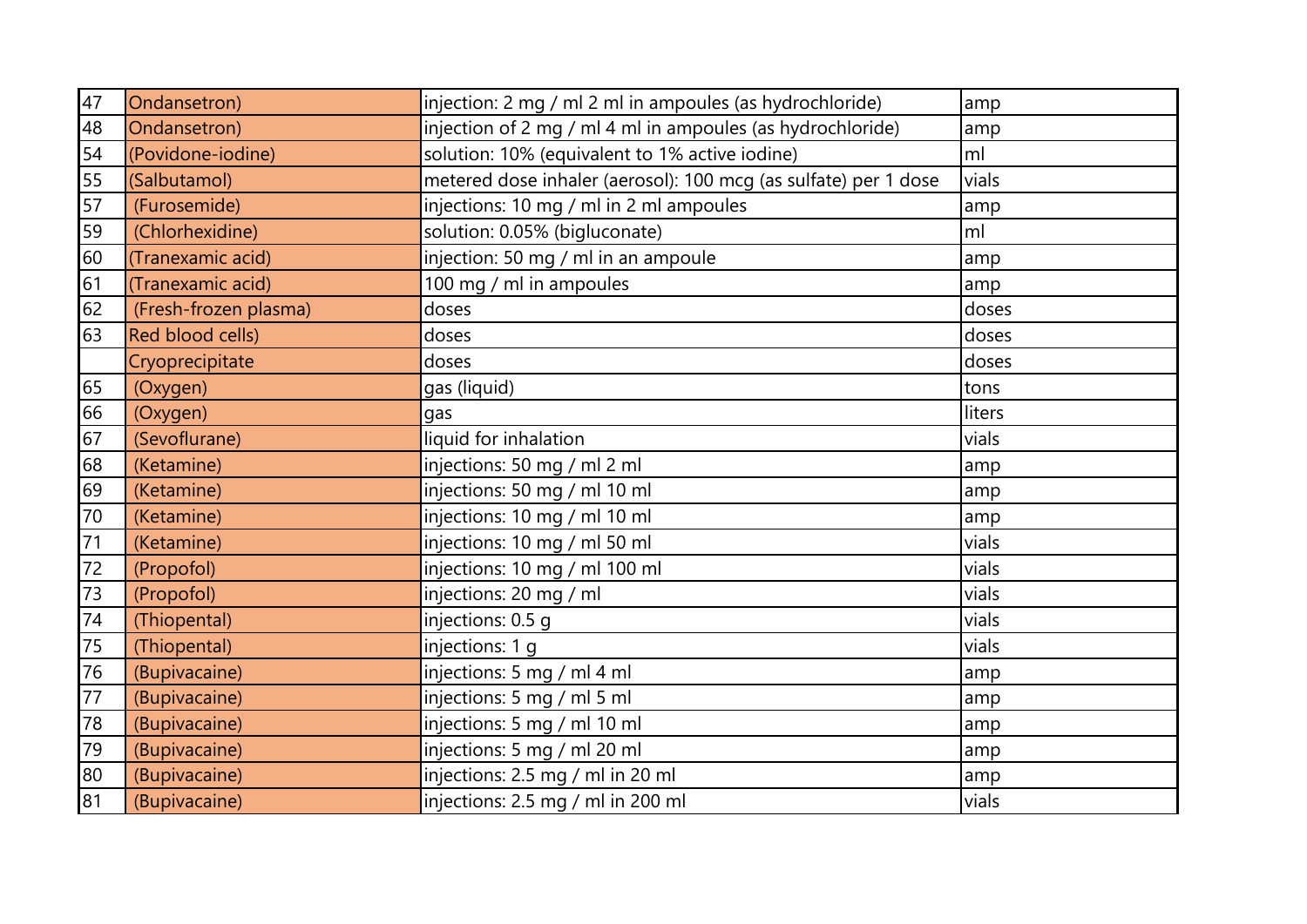| | | | |
|---|---|---|---|
| 47 | Ondansetron) | injection: 2 mg / ml 2 ml in ampoules (as hydrochloride) | amp |
| 48 | Ondansetron) | injection of 2 mg / ml 4 ml in ampoules (as hydrochloride) | amp |
| 54 | (Povidone-iodine) | solution: 10% (equivalent to 1% active iodine) | ml |
| 55 | (Salbutamol) | metered dose inhaler (aerosol): 100 mcg (as sulfate) per 1 dose | vials |
| 57 | (Furosemide) | injections: 10 mg / ml in 2 ml ampoules | amp |
| 59 | (Chlorhexidine) | solution: 0.05% (bigluconate) | ml |
| 60 | (Tranexamic acid) | injection: 50 mg / ml in an ampoule | amp |
| 61 | (Tranexamic acid) | 100 mg / ml in ampoules | amp |
| 62 | (Fresh-frozen plasma) | doses | doses |
| 63 | Red blood cells) | doses | doses |
| | Cryoprecipitate | doses | doses |
| 65 | (Oxygen) | gas (liquid) | tons |
| 66 | (Oxygen) | gas | liters |
| 67 | (Sevoflurane) | liquid for inhalation | vials |
| 68 | (Ketamine) | injections: 50 mg / ml 2 ml | amp |
| 69 | (Ketamine) | injections: 50 mg / ml 10 ml | amp |
| 70 | (Ketamine) | injections: 10 mg / ml 10 ml | amp |
| 71 | (Ketamine) | injections: 10 mg / ml 50 ml | vials |
| 72 | (Propofol) | injections: 10 mg / ml 100 ml | vials |
| 73 | (Propofol) | injections: 20 mg / ml | vials |
| 74 | (Thiopental) | injections: 0.5 g | vials |
| 75 | (Thiopental) | injections: 1 g | vials |
| 76 | (Bupivacaine) | injections: 5 mg / ml 4 ml | amp |
| 77 | (Bupivacaine) | injections: 5 mg / ml 5 ml | amp |
| 78 | (Bupivacaine) | injections: 5 mg / ml 10 ml | amp |
| 79 | (Bupivacaine) | injections: 5 mg / ml 20 ml | amp |
| 80 | (Bupivacaine) | injections: 2.5 mg / ml in 20 ml | amp |
| 81 | (Bupivacaine) | injections: 2.5 mg / ml in 200 ml | vials |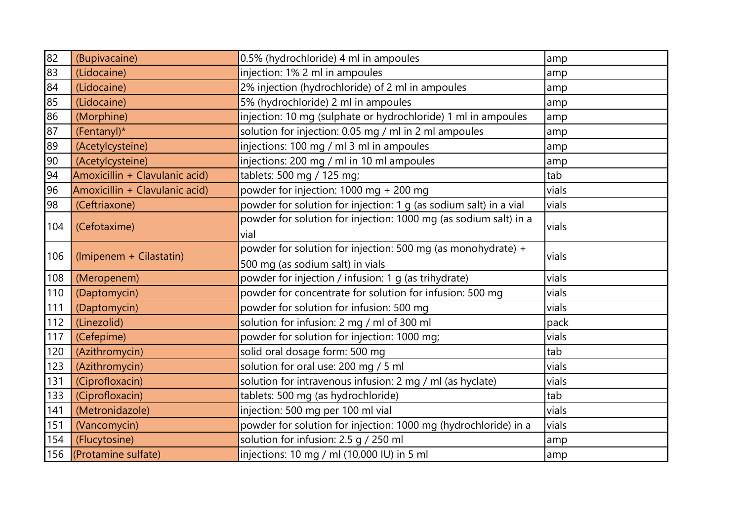| 82 | (Bupivacaine) | 0.5% (hydrochloride) 4 ml in ampoules | amp |
|---|---|---|---|
| 83 | (Lidocaine) | injection: 1% 2 ml in ampoules | amp |
| 84 | (Lidocaine) | 2% injection (hydrochloride) of 2 ml in ampoules | amp |
| 85 | (Lidocaine) | 5% (hydrochloride) 2 ml in ampoules | amp |
| 86 | (Morphine) | injection: 10 mg (sulphate or hydrochloride) 1 ml in ampoules | amp |
| 87 | (Fentanyl)* | solution for injection: 0.05 mg / ml in 2 ml ampoules | amp |
| 89 | (Acetylcysteine) | injections: 100 mg / ml 3 ml in ampoules | amp |
| 90 | (Acetylcysteine) | injections: 200 mg / ml in 10 ml ampoules | amp |
| 94 | Amoxicillin + Clavulanic acid) | tablets: 500 mg / 125 mg; | tab |
| 96 | Amoxicillin + Clavulanic acid) | powder for injection: 1000 mg + 200 mg | vials |
| 98 | (Ceftriaxone) | powder for solution for injection: 1 g (as sodium salt) in a vial | vials |
| 104 | (Cefotaxime) | powder for solution for injection: 1000 mg (as sodium salt) in a vial | vials |
| 106 | (Imipenem + Cilastatin) | powder for solution for injection: 500 mg (as monohydrate) + 500 mg (as sodium salt) in vials | vials |
| 108 | (Meropenem) | powder for injection / infusion: 1 g (as trihydrate) | vials |
| 110 | (Daptomycin) | powder for concentrate for solution for infusion: 500 mg | vials |
| 111 | (Daptomycin) | powder for solution for infusion: 500 mg | vials |
| 112 | (Linezolid) | solution for infusion: 2 mg / ml of 300 ml | pack |
| 117 | (Cefepime) | powder for solution for injection: 1000 mg; | vials |
| 120 | (Azithromycin) | solid oral dosage form: 500 mg | tab |
| 123 | (Azithromycin) | solution for oral use: 200 mg / 5 ml | vials |
| 131 | (Ciprofloxacin) | solution for intravenous infusion: 2 mg / ml (as hyclate) | vials |
| 133 | (Ciprofloxacin) | tablets: 500 mg (as hydrochloride) | tab |
| 141 | (Metronidazole) | injection: 500 mg per 100 ml vial | vials |
| 151 | (Vancomycin) | powder for solution for injection: 1000 mg (hydrochloride) in a | vials |
| 154 | (Flucytosine) | solution for infusion: 2.5 g / 250 ml | amp |
| 156 | (Protamine sulfate) | injections: 10 mg / ml (10,000 IU) in 5 ml | amp |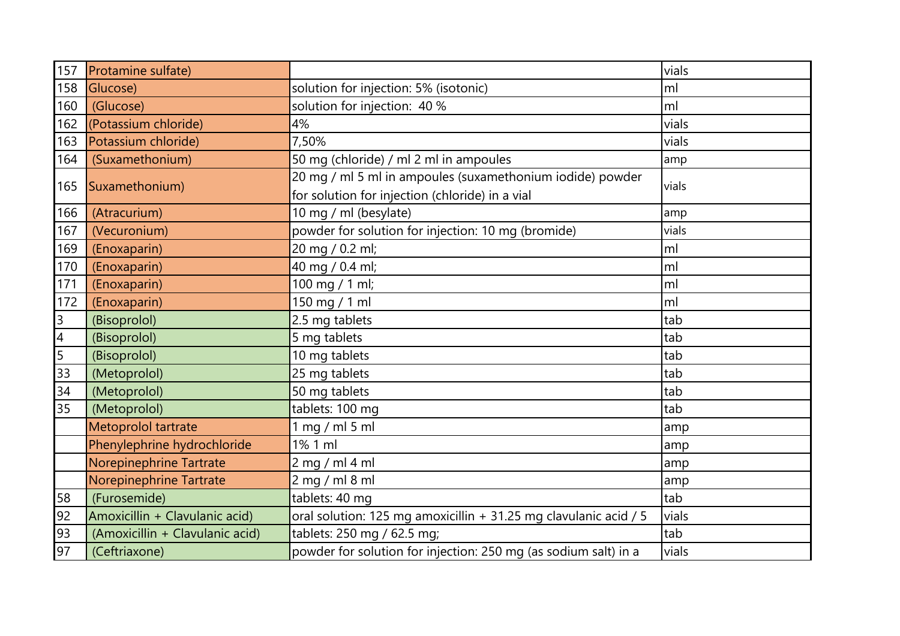| | | | |
|---|---|---|---|
| 157 | Protamine sulfate) | | vials |
| 158 | Glucose) | solution for injection: 5% (isotonic) | ml |
| 160 | (Glucose) | solution for injection: 40 % | ml |
| 162 | (Potassium chloride) | 4% | vials |
| 163 | Potassium chloride) | 7,50% | vials |
| 164 | (Suxamethonium) | 50 mg (chloride) / ml 2 ml in ampoules | amp |
| 165 | Suxamethonium) | 20 mg / ml 5 ml in ampoules (suxamethonium iodide) powder for solution for injection (chloride) in a vial | vials |
| 166 | (Atracurium) | 10 mg / ml (besylate) | amp |
| 167 | (Vecuronium) | powder for solution for injection: 10 mg (bromide) | vials |
| 169 | (Enoxaparin) | 20 mg / 0.2 ml; | ml |
| 170 | (Enoxaparin) | 40 mg / 0.4 ml; | ml |
| 171 | (Enoxaparin) | 100 mg / 1 ml; | ml |
| 172 | (Enoxaparin) | 150 mg / 1 ml | ml |
| 3 | (Bisoprolol) | 2.5 mg tablets | tab |
| 4 | (Bisoprolol) | 5 mg tablets | tab |
| 5 | (Bisoprolol) | 10 mg tablets | tab |
| 33 | (Metoprolol) | 25 mg tablets | tab |
| 34 | (Metoprolol) | 50 mg tablets | tab |
| 35 | (Metoprolol) | tablets: 100 mg | tab |
| | Metoprolol tartrate | 1 mg / ml 5 ml | amp |
| | Phenylephrine hydrochloride | 1% 1 ml | amp |
| | Norepinephrine Tartrate | 2 mg / ml 4 ml | amp |
| | Norepinephrine Tartrate | 2 mg / ml 8 ml | amp |
| 58 | (Furosemide) | tablets: 40 mg | tab |
| 92 | Amoxicillin + Clavulanic acid) | oral solution: 125 mg amoxicillin + 31.25 mg clavulanic acid / 5 | vials |
| 93 | (Amoxicillin + Clavulanic acid) | tablets: 250 mg / 62.5 mg; | tab |
| 97 | (Ceftriaxone) | powder for solution for injection: 250 mg (as sodium salt) in a | vials |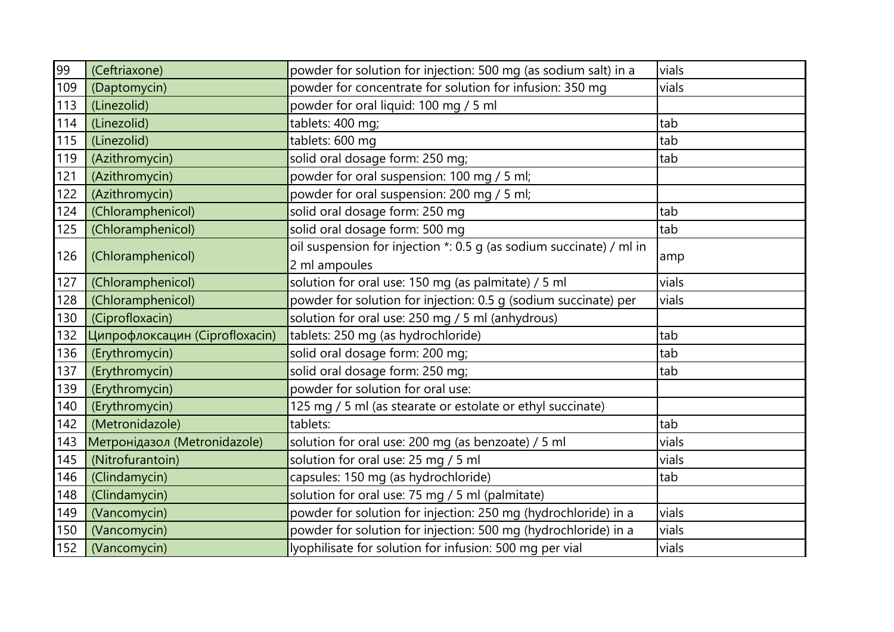| | | | |
|---|---|---|---|
| 99 | (Ceftriaxone) | powder for solution for injection: 500 mg (as sodium salt) in a | vials |
| 109 | (Daptomycin) | powder for concentrate for solution for infusion: 350 mg | vials |
| 113 | (Linezolid) | powder for oral liquid: 100 mg / 5 ml | |
| 114 | (Linezolid) | tablets: 400 mg; | tab |
| 115 | (Linezolid) | tablets: 600 mg | tab |
| 119 | (Azithromycin) | solid oral dosage form: 250 mg; | tab |
| 121 | (Azithromycin) | powder for oral suspension: 100 mg / 5 ml; | |
| 122 | (Azithromycin) | powder for oral suspension: 200 mg / 5 ml; | |
| 124 | (Chloramphenicol) | solid oral dosage form: 250 mg | tab |
| 125 | (Chloramphenicol) | solid oral dosage form: 500 mg | tab |
| 126 | (Chloramphenicol) | oil suspension for injection *: 0.5 g (as sodium succinate) / ml in 2 ml ampoules | amp |
| 127 | (Chloramphenicol) | solution for oral use: 150 mg (as palmitate) / 5 ml | vials |
| 128 | (Chloramphenicol) | powder for solution for injection: 0.5 g (sodium succinate) per | vials |
| 130 | (Ciprofloxacin) | solution for oral use: 250 mg / 5 ml (anhydrous) | |
| 132 | Ципрофлоксацин (Ciprofloxacin) | tablets: 250 mg (as hydrochloride) | tab |
| 136 | (Erythromycin) | solid oral dosage form: 200 mg; | tab |
| 137 | (Erythromycin) | solid oral dosage form: 250 mg; | tab |
| 139 | (Erythromycin) | powder for solution for oral use: | |
| 140 | (Erythromycin) | 125 mg / 5 ml (as stearate or estolate or ethyl succinate) | |
| 142 | (Metronidazole) | tablets: | tab |
| 143 | Метронідазол (Metronidazole) | solution for oral use: 200 mg (as benzoate) / 5 ml | vials |
| 145 | (Nitrofurantoin) | solution for oral use: 25 mg / 5 ml | vials |
| 146 | (Clindamycin) | capsules: 150 mg (as hydrochloride) | tab |
| 148 | (Clindamycin) | solution for oral use: 75 mg / 5 ml (palmitate) | |
| 149 | (Vancomycin) | powder for solution for injection: 250 mg (hydrochloride) in a | vials |
| 150 | (Vancomycin) | powder for solution for injection: 500 mg (hydrochloride) in a | vials |
| 152 | (Vancomycin) | lyophilisate for solution for infusion: 500 mg per vial | vials |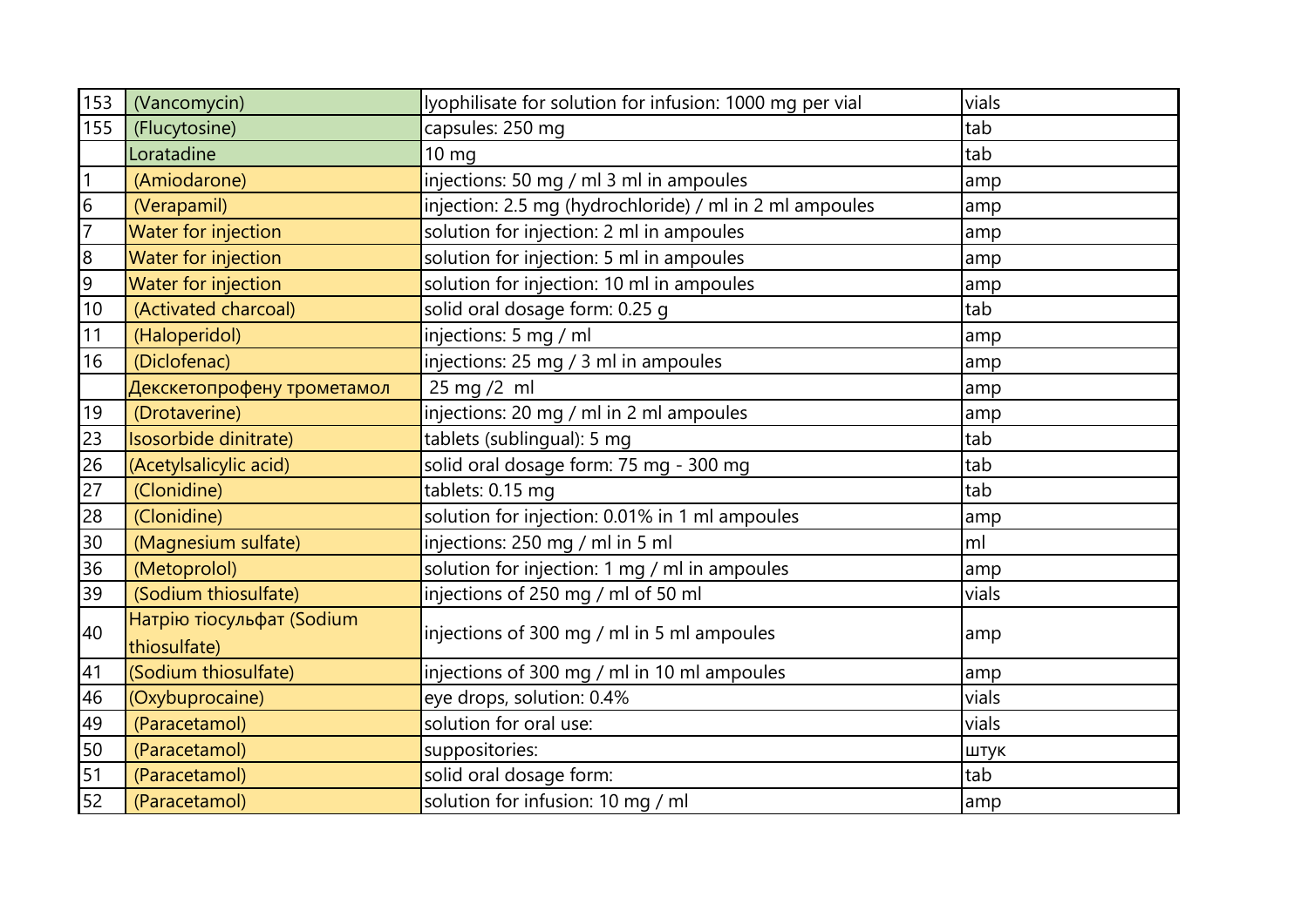| | | | |
|---|---|---|---|
| 153 | (Vancomycin) | lyophilisate for solution for infusion: 1000 mg per vial | vials |
| 155 | (Flucytosine) | capsules: 250 mg | tab |
| | Loratadine | 10 mg | tab |
| 1 | (Amiodarone) | injections: 50 mg / ml 3 ml in ampoules | amp |
| 6 | (Verapamil) | injection: 2.5 mg (hydrochloride) / ml in 2 ml ampoules | amp |
| 7 | Water for injection | solution for injection: 2 ml in ampoules | amp |
| 8 | Water for injection | solution for injection: 5 ml in ampoules | amp |
| 9 | Water for injection | solution for injection: 10 ml in ampoules | amp |
| 10 | (Activated charcoal) | solid oral dosage form: 0.25 g | tab |
| 11 | (Haloperidol) | injections: 5 mg / ml | amp |
| 16 | (Diclofenac) | injections: 25 mg / 3 ml in ampoules | amp |
| | Декскетопрофену трометамол | 25 mg /2 ml | amp |
| 19 | (Drotaverine) | injections: 20 mg / ml in 2 ml ampoules | amp |
| 23 | Isosorbide dinitrate) | tablets (sublingual): 5 mg | tab |
| 26 | (Acetylsalicylic acid) | solid oral dosage form: 75 mg - 300 mg | tab |
| 27 | (Clonidine) | tablets: 0.15 mg | tab |
| 28 | (Clonidine) | solution for injection: 0.01% in 1 ml ampoules | amp |
| 30 | (Magnesium sulfate) | injections: 250 mg / ml in 5 ml | ml |
| 36 | (Metoprolol) | solution for injection: 1 mg / ml in ampoules | amp |
| 39 | (Sodium thiosulfate) | injections of 250 mg / ml of 50 ml | vials |
| 40 | Натрію тіосульфат (Sodium thiosulfate) | injections of 300 mg / ml in 5 ml ampoules | amp |
| 41 | (Sodium thiosulfate) | injections of 300 mg / ml in 10 ml ampoules | amp |
| 46 | (Oxybuprocaine) | eye drops, solution: 0.4% | vials |
| 49 | (Paracetamol) | solution for oral use: | vials |
| 50 | (Paracetamol) | suppositories: | штук |
| 51 | (Paracetamol) | solid oral dosage form: | tab |
| 52 | (Paracetamol) | solution for infusion: 10 mg / ml | amp |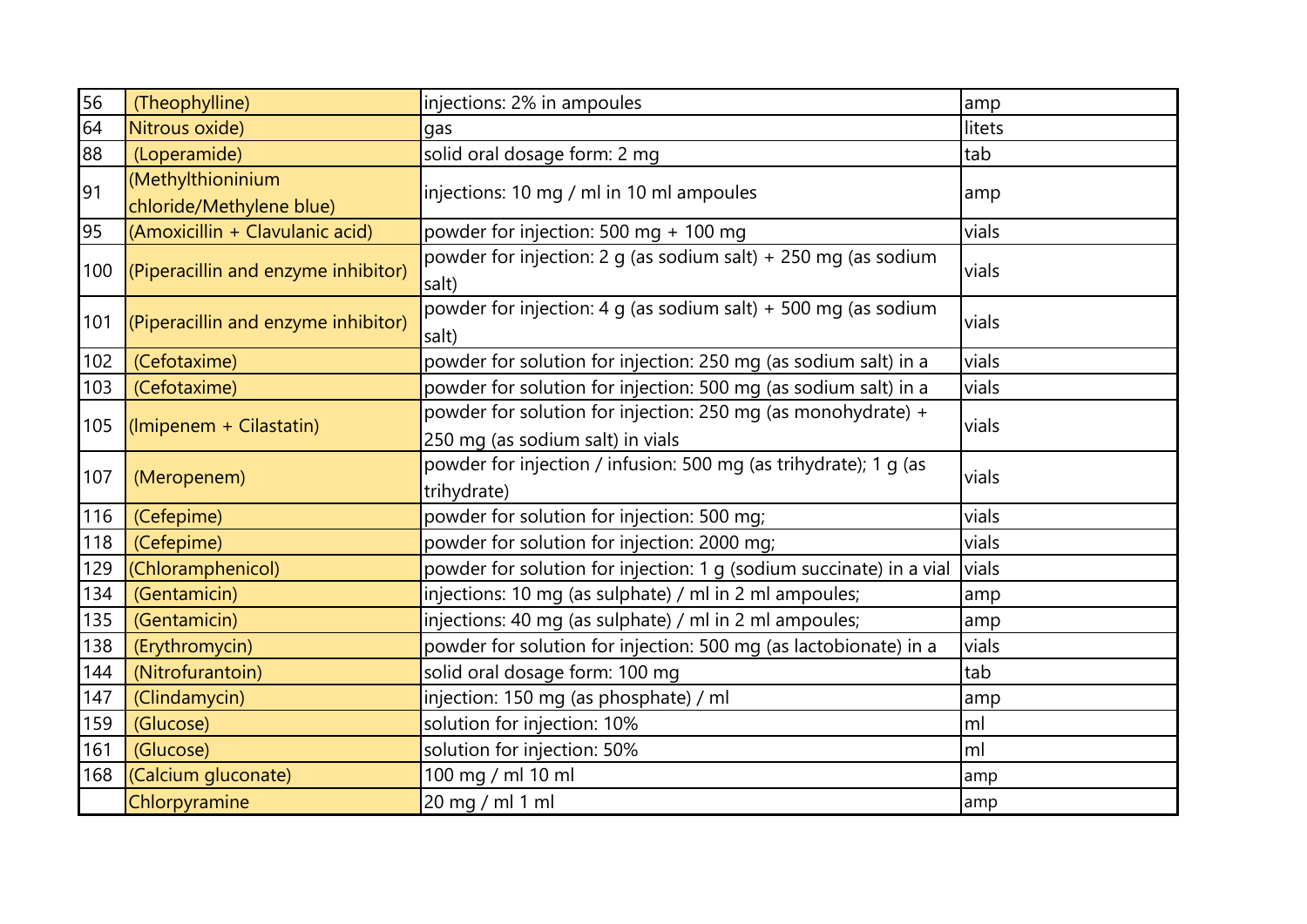| | | | |
|---|---|---|---|
| 56 | (Theophylline) | injections: 2% in ampoules | amp |
| 64 | Nitrous oxide) | gas | litets |
| 88 | (Loperamide) | solid oral dosage form: 2 mg | tab |
| 91 | (Methylthioninium chloride/Methylene blue) | injections: 10 mg / ml in 10 ml ampoules | amp |
| 95 | (Amoxicillin + Clavulanic acid) | powder for injection: 500 mg + 100 mg | vials |
| 100 | (Piperacillin and enzyme inhibitor) | powder for injection: 2 g (as sodium salt) + 250 mg (as sodium salt) | vials |
| 101 | (Piperacillin and enzyme inhibitor) | powder for injection: 4 g (as sodium salt) + 500 mg (as sodium salt) | vials |
| 102 | (Cefotaxime) | powder for solution for injection: 250 mg (as sodium salt) in a | vials |
| 103 | (Cefotaxime) | powder for solution for injection: 500 mg (as sodium salt) in a | vials |
| 105 | (Imipenem + Cilastatin) | powder for solution for injection: 250 mg (as monohydrate) + 250 mg (as sodium salt) in vials | vials |
| 107 | (Meropenem) | powder for injection / infusion: 500 mg (as trihydrate); 1 g (as trihydrate) | vials |
| 116 | (Cefepime) | powder for solution for injection: 500 mg; | vials |
| 118 | (Cefepime) | powder for solution for injection: 2000 mg; | vials |
| 129 | (Chloramphenicol) | powder for solution for injection: 1 g (sodium succinate) in a vial | vials |
| 134 | (Gentamicin) | injections: 10 mg (as sulphate) / ml in 2 ml ampoules; | amp |
| 135 | (Gentamicin) | injections: 40 mg (as sulphate) / ml in 2 ml ampoules; | amp |
| 138 | (Erythromycin) | powder for solution for injection: 500 mg (as lactobionate) in a | vials |
| 144 | (Nitrofurantoin) | solid oral dosage form: 100 mg | tab |
| 147 | (Clindamycin) | injection: 150 mg (as phosphate) / ml | amp |
| 159 | (Glucose) | solution for injection: 10% | ml |
| 161 | (Glucose) | solution for injection: 50% | ml |
| 168 | (Calcium gluconate) | 100 mg / ml 10 ml | amp |
| | Chlorpyramine | 20 mg / ml 1 ml | amp |